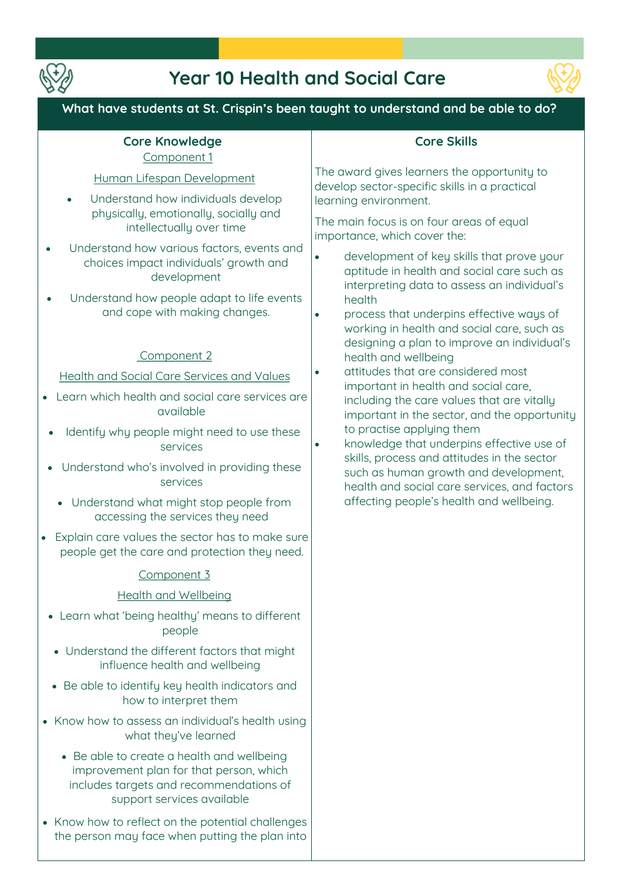# Year 10 Health and Social Care

## What have students at St. Crispin's been taught to understand and be able to do?

### Core Knowledge

Component 1

Human Lifespan Development

- Understand how individuals develop physically, emotionally, socially and intellectually over time
- Understand how various factors, events and choices impact individuals' growth and development
- Understand how people adapt to life events and cope with making changes.

Component 2

Health and Social Care Services and Values

- Learn which health and social care services are available
- Identify why people might need to use these services
- Understand who's involved in providing these services
- Understand what might stop people from accessing the services they need
- Explain care values the sector has to make sure people get the care and protection they need.

Component 3

Health and Wellbeing

- Learn what 'being healthy' means to different people
- Understand the different factors that might influence health and wellbeing
- Be able to identify key health indicators and how to interpret them
- Know how to assess an individual's health using what they've learned
- Be able to create a health and wellbeing improvement plan for that person, which includes targets and recommendations of support services available
- Know how to reflect on the potential challenges the person may face when putting the plan into

### Core Skills

The award gives learners the opportunity to develop sector-specific skills in a practical learning environment.

The main focus is on four areas of equal importance, which cover the:

- development of key skills that prove your aptitude in health and social care such as interpreting data to assess an individual's health
- process that underpins effective ways of working in health and social care, such as designing a plan to improve an individual's health and wellbeing
- attitudes that are considered most important in health and social care, including the care values that are vitally important in the sector, and the opportunity to practise applying them
- knowledge that underpins effective use of skills, process and attitudes in the sector such as human growth and development, health and social care services, and factors affecting people's health and wellbeing.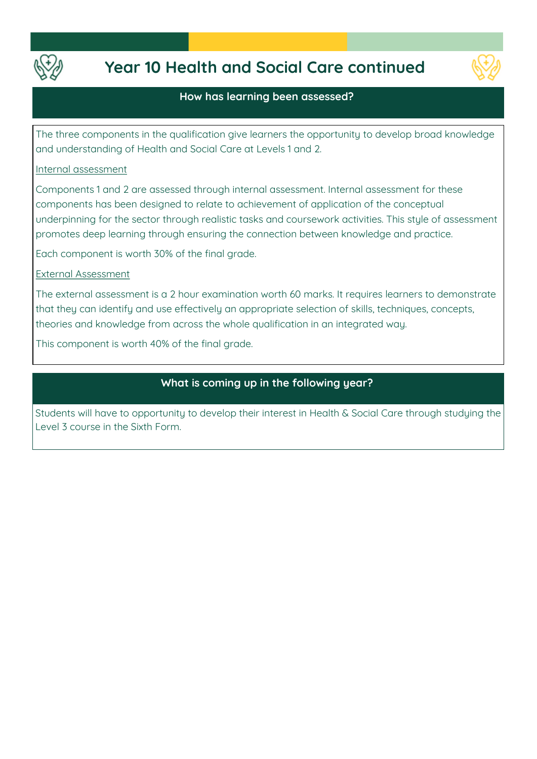# Year 10 Health and Social Care continued

## How has learning been assessed?

The three components in the qualification give learners the opportunity to develop broad knowledge and understanding of Health and Social Care at Levels 1 and 2.

<u>Internal assessment</u>

Components 1 and 2 are assessed through internal assessment. Internal assessment for these components has been designed to relate to achievement of application of the conceptual underpinning for the sector through realistic tasks and coursework activities. This style of assessment promotes deep learning through ensuring the connection between knowledge and practice.

Each component is worth 30% of the final grade.

<u>External Assessment</u>

The external assessment is a 2 hour examination worth 60 marks. It requires learners to demonstrate that they can identify and use effectively an appropriate selection of skills, techniques, concepts, theories and knowledge from across the whole qualification in an integrated way.

This component is worth 40% of the final grade.

## What is coming up in the following year?

Students will have to opportunity to develop their interest in Health & Social Care through studying the Level 3 course in the Sixth Form.